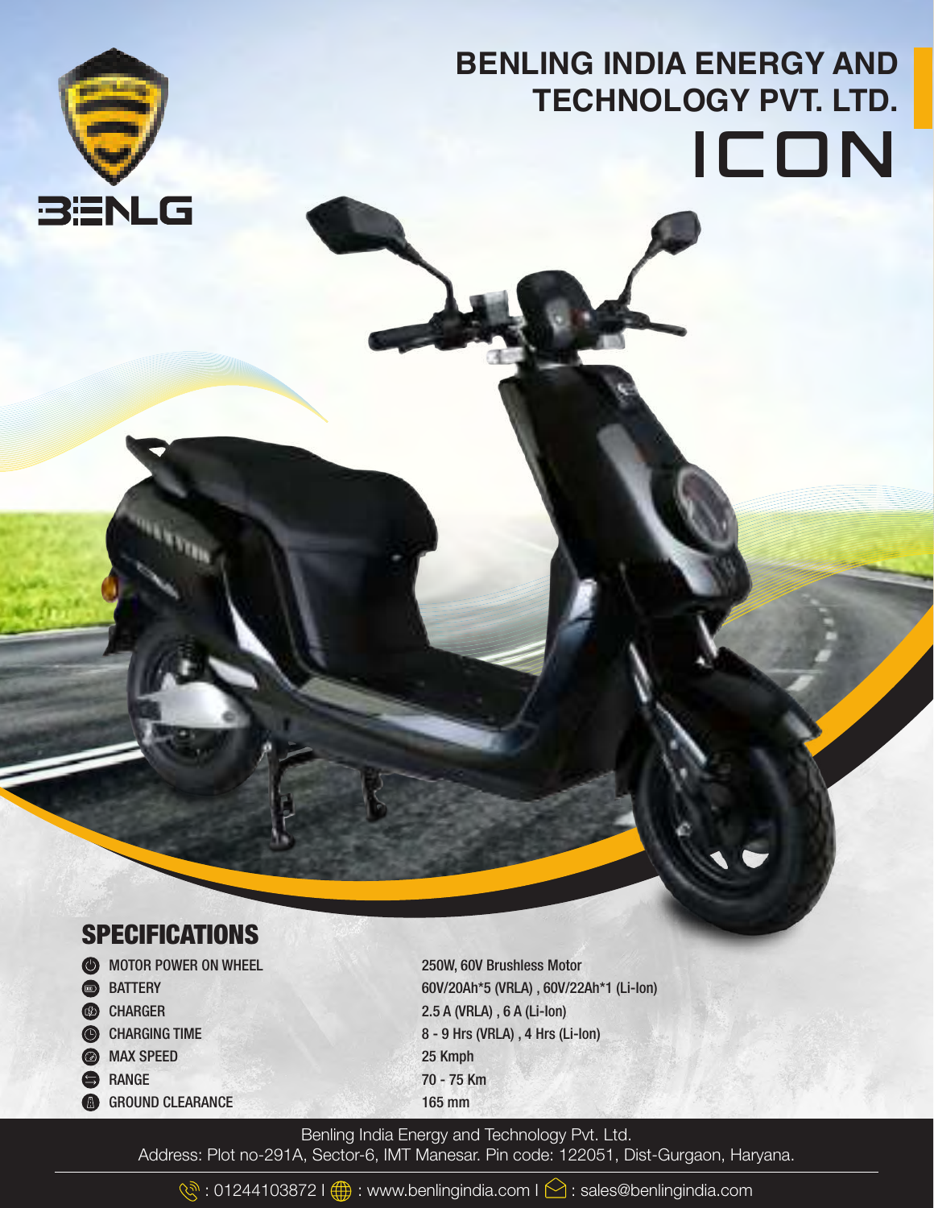# BENLING INDIA ENERGY AND TECHNOLOGY PVT. LTD.

# ICON

BENLG

## SPECIFICATIONS

| | |
|---|---|
| MOTOR POWER ON WHEEL | 250W, 60V Brushless Motor |
| BATTERY | 60V/20Ah*5 (VRLA) , 60V/22Ah*1 (Li-Ion) |
| CHARGER | 2.5 A (VRLA) , 6 A (Li-Ion) |
| CHARGING TIME | 8 - 9 Hrs (VRLA) , 4 Hrs (Li-Ion) |
| MAX SPEED | 25 Kmph |
| RANGE | 70 - 75 Km |
| GROUND CLEARANCE | 165 mm |

Benling India Energy and Technology Pvt. Ltd.
Address: Plot no-291A, Sector-6, IMT Manesar. Pin code: 122051, Dist-Gurgaon, Haryana.

: 01244103872 I : www.benlingindia.com I : sales@benlingindia.com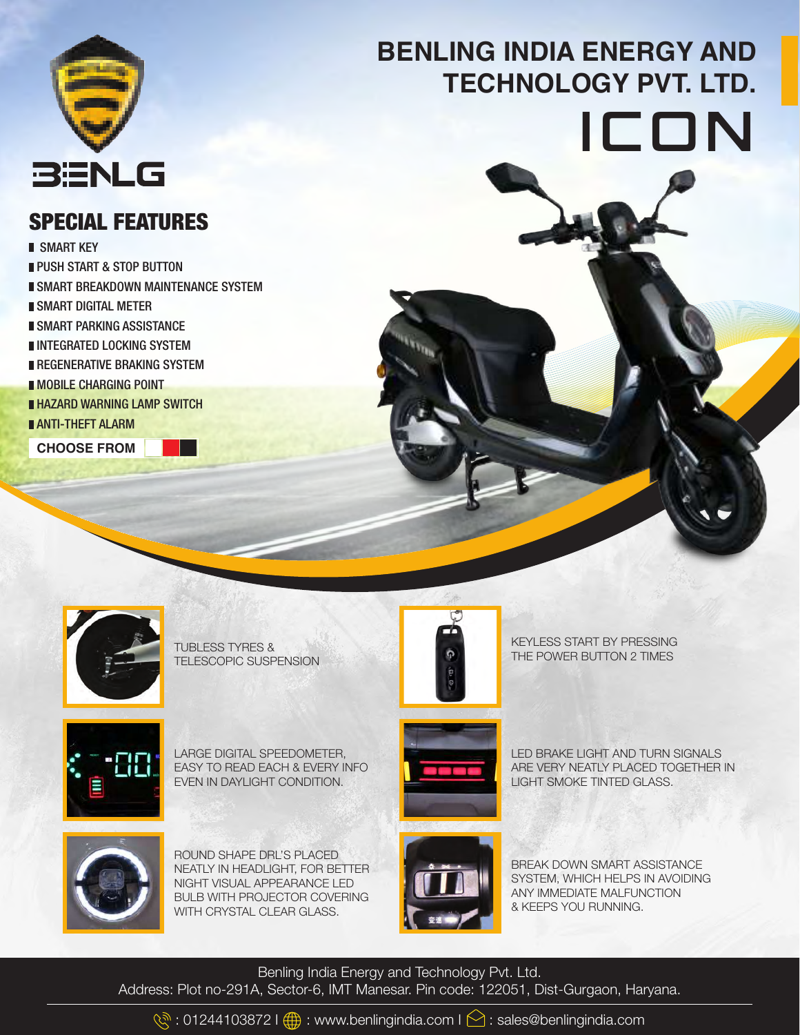# BENLING INDIA ENERGY AND TECHNOLOGY PVT. LTD.

# ICON

## SPECIAL FEATURES

- SMART KEY
- PUSH START & STOP BUTTON
- SMART BREAKDOWN MAINTENANCE SYSTEM
- SMART DIGITAL METER
- SMART PARKING ASSISTANCE
- INTEGRATED LOCKING SYSTEM
- REGENERATIVE BRAKING SYSTEM
- MOBILE CHARGING POINT
- HAZARD WARNING LAMP SWITCH
- ANTI-THEFT ALARM

**CHOOSE FROM**

TUBLESS TYRES & TELESCOPIC SUSPENSION

KEYLESS START BY PRESSING THE POWER BUTTON 2 TIMES

LARGE DIGITAL SPEEDOMETER, EASY TO READ EACH & EVERY INFO EVEN IN DAYLIGHT CONDITION.

LED BRAKE LIGHT AND TURN SIGNALS ARE VERY NEATLY PLACED TOGETHER IN LIGHT SMOKE TINTED GLASS.

ROUND SHAPE DRL'S PLACED NEATLY IN HEADLIGHT, FOR BETTER NIGHT VISUAL APPEARANCE LED BULB WITH PROJECTOR COVERING WITH CRYSTAL CLEAR GLASS.

BREAK DOWN SMART ASSISTANCE SYSTEM, WHICH HELPS IN AVOIDING ANY IMMEDIATE MALFUNCTION & KEEPS YOU RUNNING.

Benling India Energy and Technology Pvt. Ltd.
Address: Plot no-291A, Sector-6, IMT Manesar. Pin code: 122051, Dist-Gurgaon, Haryana.

: 01244103872 | : www.benlingindia.com | : sales@benlingindia.com